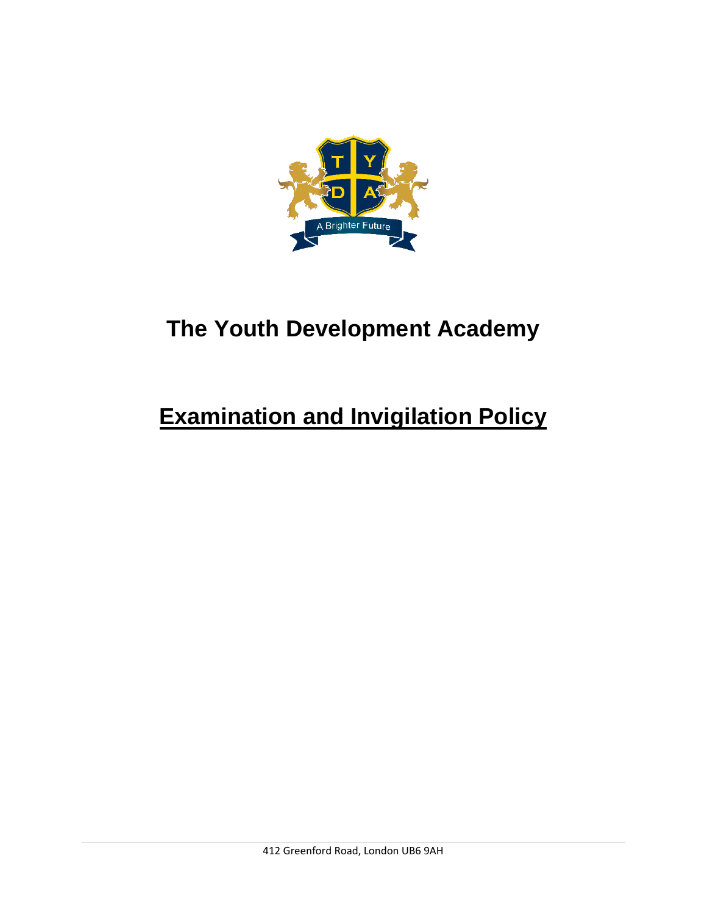# The Youth Development Academy

## Examination and Invigilation Policy

412 Greenford Road, London UB6 9AH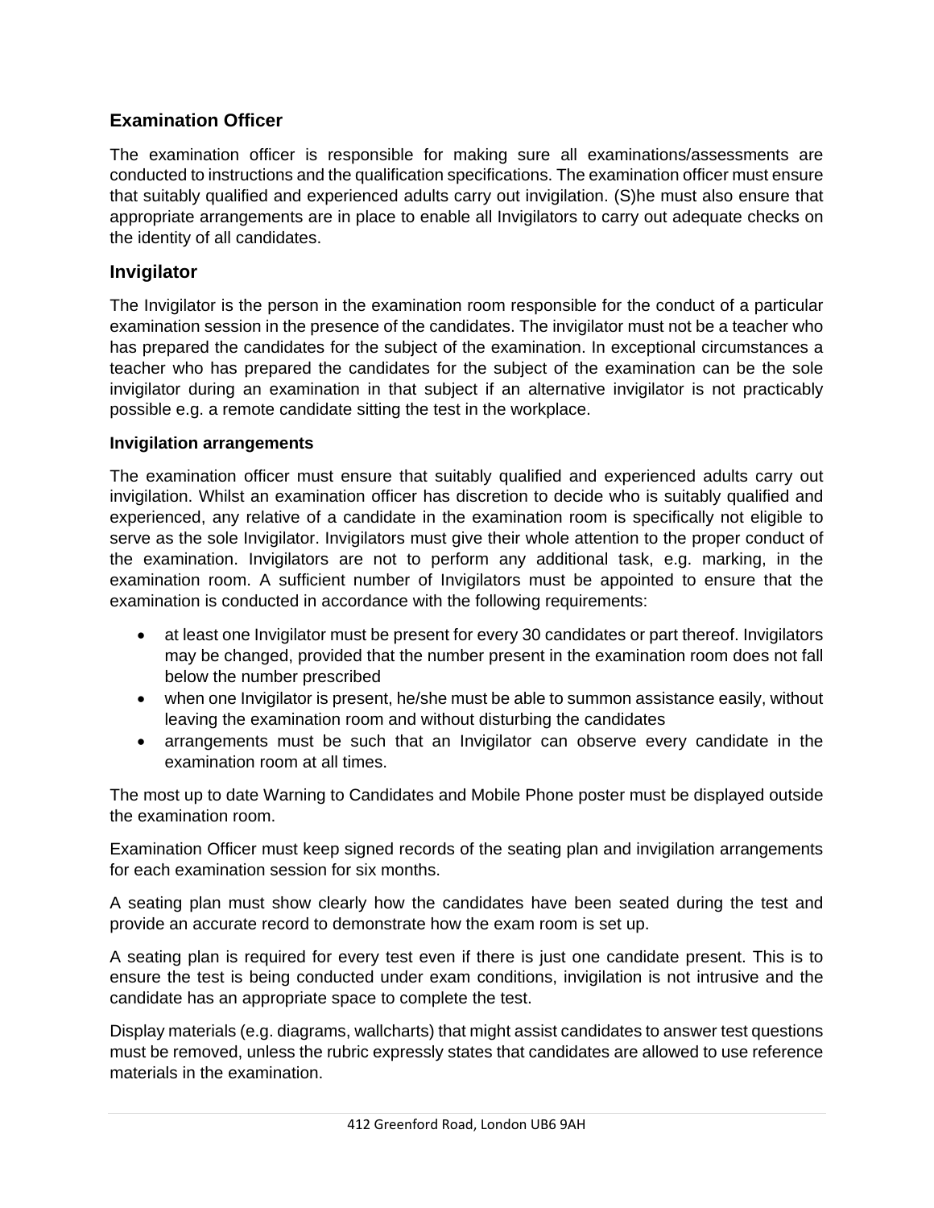## Examination Officer

The examination officer is responsible for making sure all examinations/assessments are conducted to instructions and the qualification specifications. The examination officer must ensure that suitably qualified and experienced adults carry out invigilation. (S)he must also ensure that appropriate arrangements are in place to enable all Invigilators to carry out adequate checks on the identity of all candidates.

## Invigilator

The Invigilator is the person in the examination room responsible for the conduct of a particular examination session in the presence of the candidates. The invigilator must not be a teacher who has prepared the candidates for the subject of the examination. In exceptional circumstances a teacher who has prepared the candidates for the subject of the examination can be the sole invigilator during an examination in that subject if an alternative invigilator is not practicably possible e.g. a remote candidate sitting the test in the workplace.

### Invigilation arrangements

The examination officer must ensure that suitably qualified and experienced adults carry out invigilation. Whilst an examination officer has discretion to decide who is suitably qualified and experienced, any relative of a candidate in the examination room is specifically not eligible to serve as the sole Invigilator. Invigilators must give their whole attention to the proper conduct of the examination. Invigilators are not to perform any additional task, e.g. marking, in the examination room. A sufficient number of Invigilators must be appointed to ensure that the examination is conducted in accordance with the following requirements:

- at least one Invigilator must be present for every 30 candidates or part thereof. Invigilators may be changed, provided that the number present in the examination room does not fall below the number prescribed
- when one Invigilator is present, he/she must be able to summon assistance easily, without leaving the examination room and without disturbing the candidates
- arrangements must be such that an Invigilator can observe every candidate in the examination room at all times.

The most up to date Warning to Candidates and Mobile Phone poster must be displayed outside the examination room.

Examination Officer must keep signed records of the seating plan and invigilation arrangements for each examination session for six months.

A seating plan must show clearly how the candidates have been seated during the test and provide an accurate record to demonstrate how the exam room is set up.

A seating plan is required for every test even if there is just one candidate present. This is to ensure the test is being conducted under exam conditions, invigilation is not intrusive and the candidate has an appropriate space to complete the test.

Display materials (e.g. diagrams, wallcharts) that might assist candidates to answer test questions must be removed, unless the rubric expressly states that candidates are allowed to use reference materials in the examination.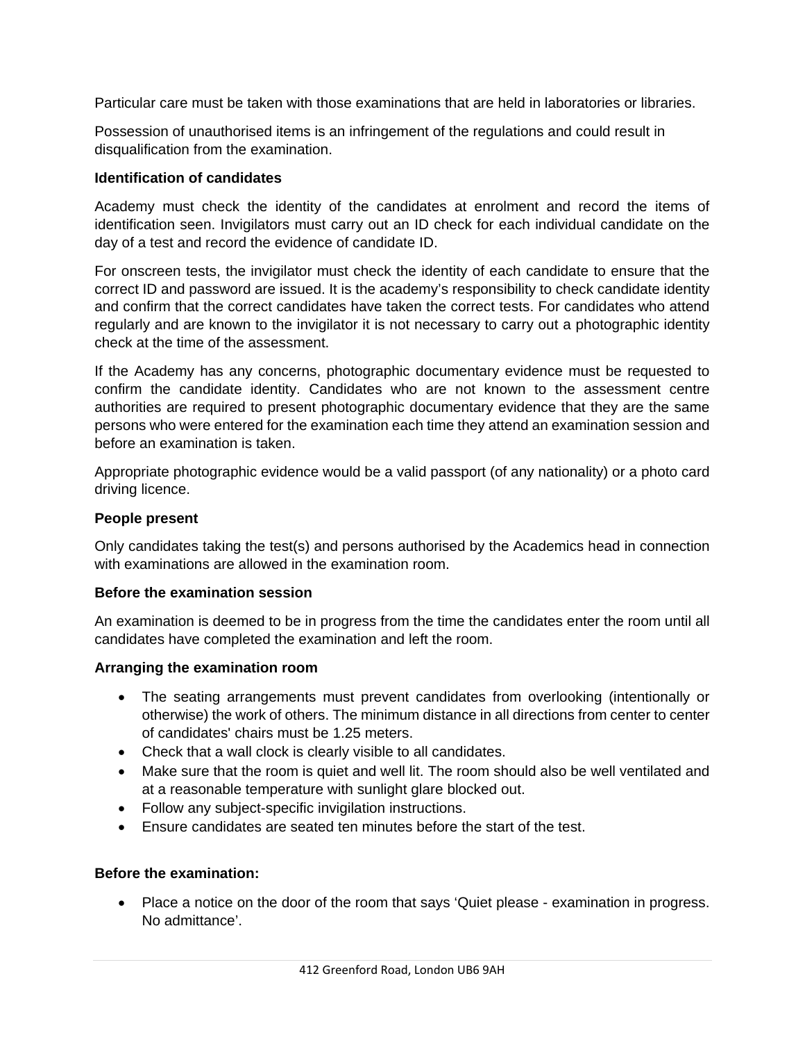Particular care must be taken with those examinations that are held in laboratories or libraries.

Possession of unauthorised items is an infringement of the regulations and could result in disqualification from the examination.

**Identification of candidates**

Academy must check the identity of the candidates at enrolment and record the items of identification seen. Invigilators must carry out an ID check for each individual candidate on the day of a test and record the evidence of candidate ID.

For onscreen tests, the invigilator must check the identity of each candidate to ensure that the correct ID and password are issued. It is the academy's responsibility to check candidate identity and confirm that the correct candidates have taken the correct tests. For candidates who attend regularly and are known to the invigilator it is not necessary to carry out a photographic identity check at the time of the assessment.

If the Academy has any concerns, photographic documentary evidence must be requested to confirm the candidate identity. Candidates who are not known to the assessment centre authorities are required to present photographic documentary evidence that they are the same persons who were entered for the examination each time they attend an examination session and before an examination is taken.

Appropriate photographic evidence would be a valid passport (of any nationality) or a photo card driving licence.

**People present**

Only candidates taking the test(s) and persons authorised by the Academics head in connection with examinations are allowed in the examination room.

**Before the examination session**

An examination is deemed to be in progress from the time the candidates enter the room until all candidates have completed the examination and left the room.

**Arranging the examination room**

- The seating arrangements must prevent candidates from overlooking (intentionally or otherwise) the work of others. The minimum distance in all directions from center to center of candidates' chairs must be 1.25 meters.
- Check that a wall clock is clearly visible to all candidates.
- Make sure that the room is quiet and well lit. The room should also be well ventilated and at a reasonable temperature with sunlight glare blocked out.
- Follow any subject-specific invigilation instructions.
- Ensure candidates are seated ten minutes before the start of the test.

**Before the examination:**

- Place a notice on the door of the room that says 'Quiet please - examination in progress. No admittance'.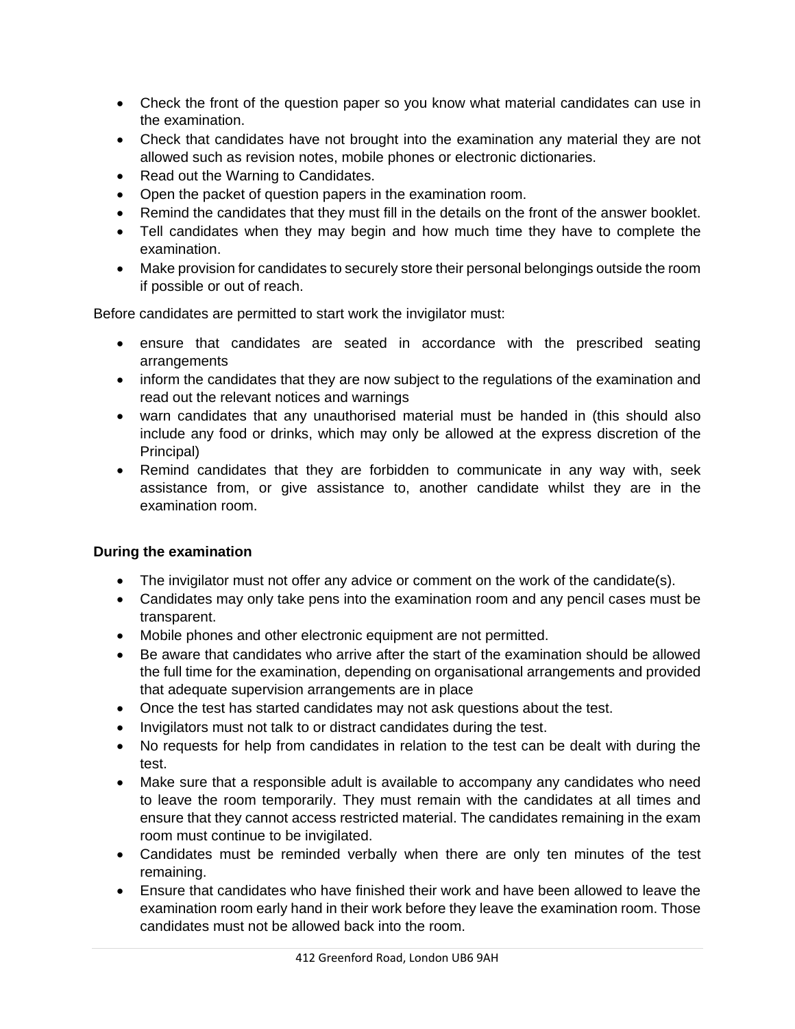- Check the front of the question paper so you know what material candidates can use in the examination.
- Check that candidates have not brought into the examination any material they are not allowed such as revision notes, mobile phones or electronic dictionaries.
- Read out the Warning to Candidates.
- Open the packet of question papers in the examination room.
- Remind the candidates that they must fill in the details on the front of the answer booklet.
- Tell candidates when they may begin and how much time they have to complete the examination.
- Make provision for candidates to securely store their personal belongings outside the room if possible or out of reach.

Before candidates are permitted to start work the invigilator must:

- ensure that candidates are seated in accordance with the prescribed seating arrangements
- inform the candidates that they are now subject to the regulations of the examination and read out the relevant notices and warnings
- warn candidates that any unauthorised material must be handed in (this should also include any food or drinks, which may only be allowed at the express discretion of the Principal)
- Remind candidates that they are forbidden to communicate in any way with, seek assistance from, or give assistance to, another candidate whilst they are in the examination room.

**During the examination**

- The invigilator must not offer any advice or comment on the work of the candidate(s).
- Candidates may only take pens into the examination room and any pencil cases must be transparent.
- Mobile phones and other electronic equipment are not permitted.
- Be aware that candidates who arrive after the start of the examination should be allowed the full time for the examination, depending on organisational arrangements and provided that adequate supervision arrangements are in place
- Once the test has started candidates may not ask questions about the test.
- Invigilators must not talk to or distract candidates during the test.
- No requests for help from candidates in relation to the test can be dealt with during the test.
- Make sure that a responsible adult is available to accompany any candidates who need to leave the room temporarily. They must remain with the candidates at all times and ensure that they cannot access restricted material. The candidates remaining in the exam room must continue to be invigilated.
- Candidates must be reminded verbally when there are only ten minutes of the test remaining.
- Ensure that candidates who have finished their work and have been allowed to leave the examination room early hand in their work before they leave the examination room. Those candidates must not be allowed back into the room.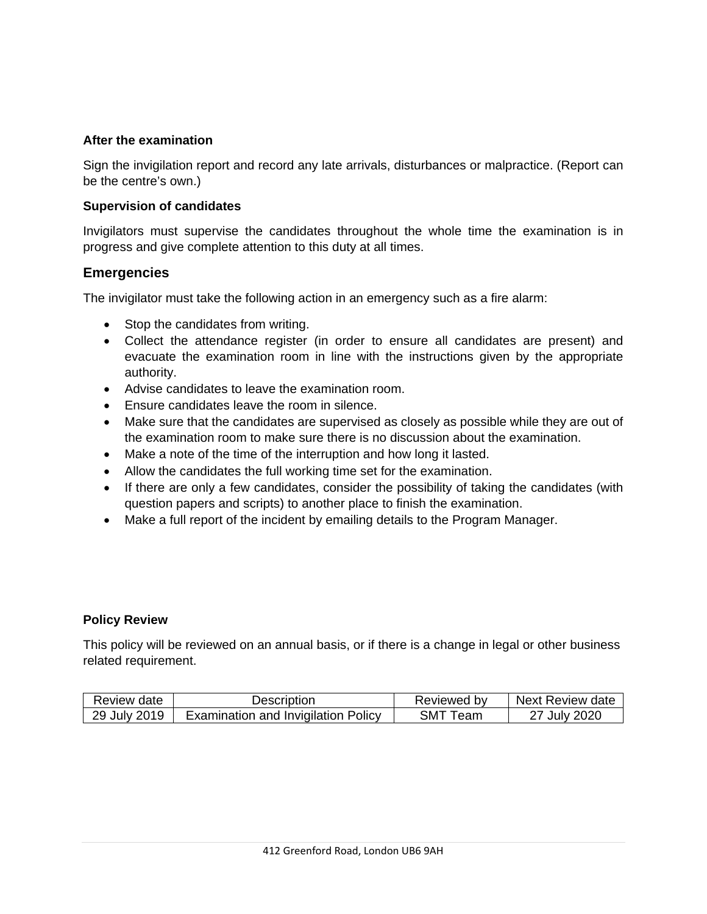**After the examination**

Sign the invigilation report and record any late arrivals, disturbances or malpractice. (Report can be the centre's own.)

**Supervision of candidates**

Invigilators must supervise the candidates throughout the whole time the examination is in progress and give complete attention to this duty at all times.

## Emergencies

The invigilator must take the following action in an emergency such as a fire alarm:

- Stop the candidates from writing.
- Collect the attendance register (in order to ensure all candidates are present) and evacuate the examination room in line with the instructions given by the appropriate authority.
- Advise candidates to leave the examination room.
- Ensure candidates leave the room in silence.
- Make sure that the candidates are supervised as closely as possible while they are out of the examination room to make sure there is no discussion about the examination.
- Make a note of the time of the interruption and how long it lasted.
- Allow the candidates the full working time set for the examination.
- If there are only a few candidates, consider the possibility of taking the candidates (with question papers and scripts) to another place to finish the examination.
- Make a full report of the incident by emailing details to the Program Manager.

**Policy Review**

This policy will be reviewed on an annual basis, or if there is a change in legal or other business related requirement.

| Review date | Description | Reviewed by | Next Review date |
|---|---|---|---|
| 29 July 2019 | Examination and Invigilation Policy | SMT Team | 27 July 2020 |